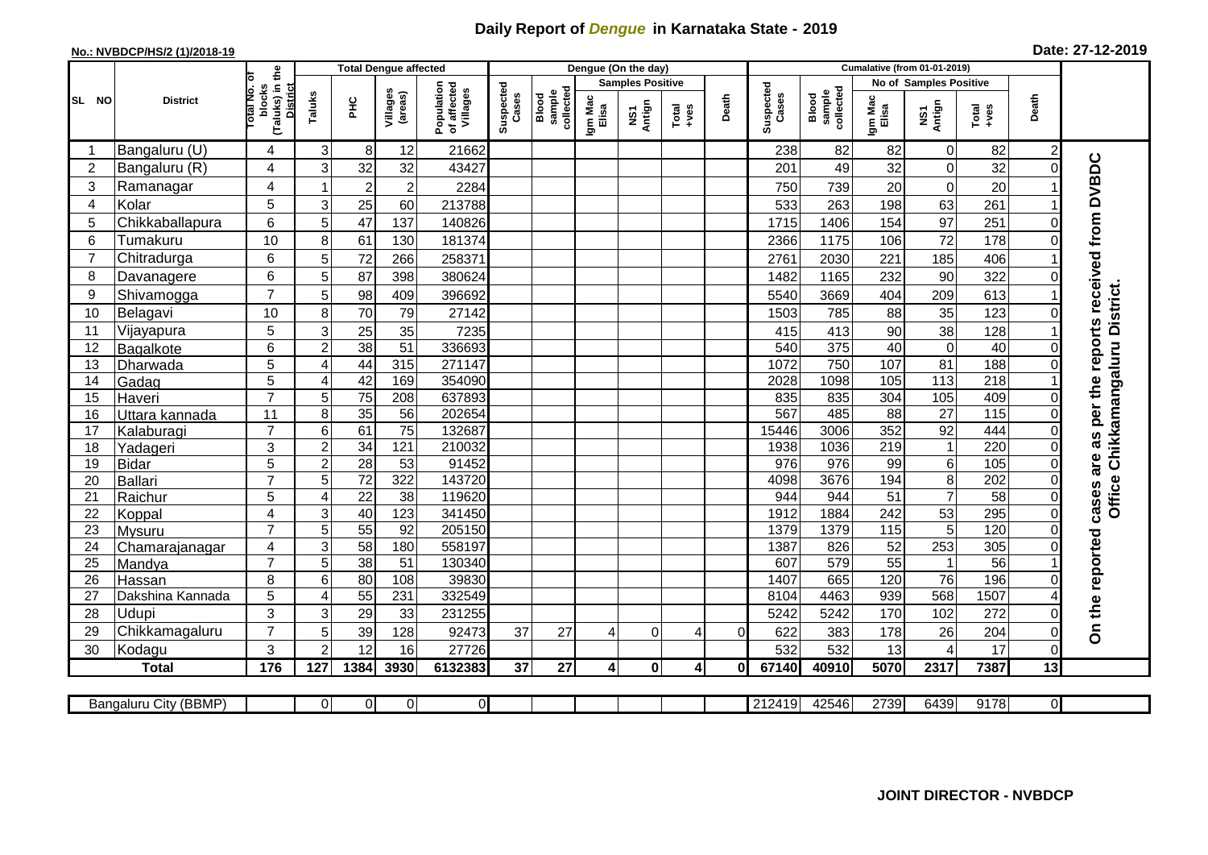# Daily Report of *Dengue* in Karnataka State - 2019

**No.: NVBDCP/HS/2 (1)/2018-19**

**Date: 27-12-2019**

| SL NO | District | Total No. of blocks (Taluks) in the District | Total Dengue affected | | | | Dengue (On the day) | | | | | | | Cumalative (from 01-01-2019) | | | | | | | |
|---|---|---|---|---|---|---|---|---|---|---|---|---|---|---|---|---|---|---|---|---|
| | | | Taluks | PHC | Villages (areas) | Population of affected Villages | Suspected Cases | Blood sample collected | Samples Positive | | | Death | Suspected Cases | Blood sample collected | No of Samples Positive | | | Death | |
| | | | | | | | | | Igm Mac Elisa | NS1 Antign | Total +ves | | | | Igm Mac Elisa | NS1 Antign | Total +ves | | |
| 1 | Bangaluru (U) | 4 | 3 | 8 | 12 | 21662 | | | | | | | 238 | 82 | 82 | 0 | 82 | 2 | On the reported cases are as per the reports received from DVBDC Office Chikkamangaluru District. |
| 2 | Bangaluru (R) | 4 | 3 | 32 | 32 | 43427 | | | | | | | 201 | 49 | 32 | 0 | 32 | 0 | |
| 3 | Ramanagar | 4 | 1 | 2 | 2 | 2284 | | | | | | | 750 | 739 | 20 | 0 | 20 | 1 | |
| 4 | Kolar | 5 | 3 | 25 | 60 | 213788 | | | | | | | 533 | 263 | 198 | 63 | 261 | 1 | |
| 5 | Chikkaballapura | 6 | 5 | 47 | 137 | 140826 | | | | | | | 1715 | 1406 | 154 | 97 | 251 | 0 | |
| 6 | Tumakuru | 10 | 8 | 61 | 130 | 181374 | | | | | | | 2366 | 1175 | 106 | 72 | 178 | 0 | |
| 7 | Chitradurga | 6 | 5 | 72 | 266 | 258371 | | | | | | | 2761 | 2030 | 221 | 185 | 406 | 1 | |
| 8 | Davanagere | 6 | 5 | 87 | 398 | 380624 | | | | | | | 1482 | 1165 | 232 | 90 | 322 | 0 | |
| 9 | Shivamogga | 7 | 5 | 98 | 409 | 396692 | | | | | | | 5540 | 3669 | 404 | 209 | 613 | 1 | |
| 10 | Belagavi | 10 | 8 | 70 | 79 | 27142 | | | | | | | 1503 | 785 | 88 | 35 | 123 | 0 | |
| 11 | Vijayapura | 5 | 3 | 25 | 35 | 7235 | | | | | | | 415 | 413 | 90 | 38 | 128 | 1 | |
| 12 | Bagalkote | 6 | 2 | 38 | 51 | 336693 | | | | | | | 540 | 375 | 40 | 0 | 40 | 0 | |
| 13 | Dharwada | 5 | 4 | 44 | 315 | 271147 | | | | | | | 1072 | 750 | 107 | 81 | 188 | 0 | |
| 14 | Gadag | 5 | 4 | 42 | 169 | 354090 | | | | | | | 2028 | 1098 | 105 | 113 | 218 | 1 | |
| 15 | Haveri | 7 | 5 | 75 | 208 | 637893 | | | | | | | 835 | 835 | 304 | 105 | 409 | 0 | |
| 16 | Uttara kannada | 11 | 8 | 35 | 56 | 202654 | | | | | | | 567 | 485 | 88 | 27 | 115 | 0 | |
| 17 | Kalaburagi | 7 | 6 | 61 | 75 | 132687 | | | | | | | 15446 | 3006 | 352 | 92 | 444 | 0 | |
| 18 | Yadageri | 3 | 2 | 34 | 121 | 210032 | | | | | | | 1938 | 1036 | 219 | 1 | 220 | 0 | |
| 19 | Bidar | 5 | 2 | 28 | 53 | 91452 | | | | | | | 976 | 976 | 99 | 6 | 105 | 0 | |
| 20 | Ballari | 7 | 5 | 72 | 322 | 143720 | | | | | | | 4098 | 3676 | 194 | 8 | 202 | 0 | |
| 21 | Raichur | 5 | 4 | 22 | 38 | 119620 | | | | | | | 944 | 944 | 51 | 7 | 58 | 0 | |
| 22 | Koppal | 4 | 3 | 40 | 123 | 341450 | | | | | | | 1912 | 1884 | 242 | 53 | 295 | 0 | |
| 23 | Mysuru | 7 | 5 | 55 | 92 | 205150 | | | | | | | 1379 | 1379 | 115 | 5 | 120 | 0 | |
| 24 | Chamarajanagar | 4 | 3 | 58 | 180 | 558197 | | | | | | | 1387 | 826 | 52 | 253 | 305 | 0 | |
| 25 | Mandya | 7 | 5 | 38 | 51 | 130340 | | | | | | | 607 | 579 | 55 | 1 | 56 | 1 | |
| 26 | Hassan | 8 | 6 | 80 | 108 | 39830 | | | | | | | 1407 | 665 | 120 | 76 | 196 | 0 | |
| 27 | Dakshina Kannada | 5 | 4 | 55 | 231 | 332549 | | | | | | | 8104 | 4463 | 939 | 568 | 1507 | 4 | |
| 28 | Udupi | 3 | 3 | 29 | 33 | 231255 | | | | | | | 5242 | 5242 | 170 | 102 | 272 | 0 | |
| 29 | Chikkamagaluru | 7 | 5 | 39 | 128 | 92473 | 37 | 27 | 4 | 0 | 4 | 0 | 622 | 383 | 178 | 26 | 204 | 0 | |
| 30 | Kodagu | 3 | 2 | 12 | 16 | 27726 | | | | | | | 532 | 532 | 13 | 4 | 17 | 0 | |
| | **Total** | **176** | **127** | **1384** | **3930** | **6132383** | **37** | **27** | **4** | **0** | **4** | **0** | **67140** | **40910** | **5070** | **2317** | **7387** | **13** | |

| Bangaluru City (BBMP) | | 0 | 0 | 0 | 0 | | | | | | | 212419 | 42546 | 2739 | 6439 | 9178 | 0 | |
|---|---|---|---|---|---|---|---|---|---|---|---|---|---|---|---|---|---|---|

**JOINT DIRECTOR - NVBDCP**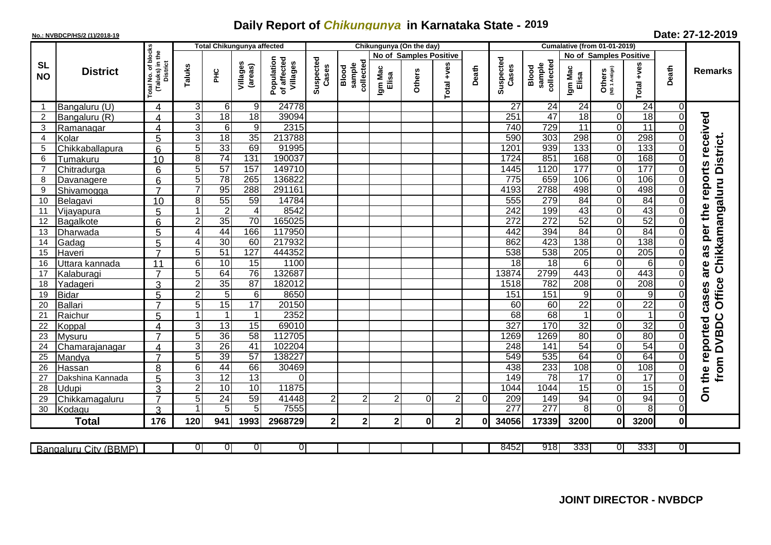# Daily Report of *Chikungunya* in Karnataka State - 2019

**No.: NVBDCP/HS/2 (1)/2018-19**

**Date: 27-12-2019**

| SL NO | District | Total No. of blocks (Taluks) in the District | Total Chikungunya affected | | | | Chikungunya (On the day) | | | | | | Cumalative (from 01-01-2019) | | | | | | Remarks |
|---|---|---|---|---|---|---|---|---|---|---|---|---|---|---|---|---|---|---|---|
| | | | Taluks | PHC | Villages (areas) | Population of affected Villages | Suspected Cases | Blood sample collected | No of Samples Positive | | | Death | Suspected Cases | Blood sample collected | No of Samples Positive | | | Death | |
| | | | | | | | | | Igm Mac Elisa | Others | Total +ves | | | | Igm Mac Elisa | Others (NS 1 Antign) | Total +ves | | |
| 1 | Bangaluru (U) | 4 | 3 | 6 | 9 | 24778 | | | | | | | 27 | 24 | 24 | 0 | 24 | 0 | On the reported cases are as per the reports received from DVBDC Office Chikkamangaluru District. |
| 2 | Bangaluru (R) | 4 | 3 | 18 | 18 | 39094 | | | | | | | 251 | 47 | 18 | 0 | 18 | 0 | |
| 3 | Ramanagar | 4 | 3 | 6 | 9 | 2315 | | | | | | | 740 | 729 | 11 | 0 | 11 | 0 | |
| 4 | Kolar | 5 | 3 | 18 | 35 | 213788 | | | | | | | 590 | 303 | 298 | 0 | 298 | 0 | |
| 5 | Chikkaballapura | 6 | 5 | 33 | 69 | 91995 | | | | | | | 1201 | 939 | 133 | 0 | 133 | 0 | |
| 6 | Tumakuru | 10 | 8 | 74 | 131 | 190037 | | | | | | | 1724 | 851 | 168 | 0 | 168 | 0 | |
| 7 | Chitradurga | 6 | 5 | 57 | 157 | 149710 | | | | | | | 1445 | 1120 | 177 | 0 | 177 | 0 | |
| 8 | Davanagere | 6 | 5 | 78 | 265 | 136822 | | | | | | | 775 | 659 | 106 | 0 | 106 | 0 | |
| 9 | Shivamogga | 7 | 7 | 95 | 288 | 291161 | | | | | | | 4193 | 2788 | 498 | 0 | 498 | 0 | |
| 10 | Belagavi | 10 | 8 | 55 | 59 | 14784 | | | | | | | 555 | 279 | 84 | 0 | 84 | 0 | |
| 11 | Vijayapura | 5 | 1 | 2 | 4 | 8542 | | | | | | | 242 | 199 | 43 | 0 | 43 | 0 | |
| 12 | Bagalkote | 6 | 2 | 35 | 70 | 165025 | | | | | | | 272 | 272 | 52 | 0 | 52 | 0 | |
| 13 | Dharwada | 5 | 4 | 44 | 166 | 117950 | | | | | | | 442 | 394 | 84 | 0 | 84 | 0 | |
| 14 | Gadag | 5 | 4 | 30 | 60 | 217932 | | | | | | | 862 | 423 | 138 | 0 | 138 | 0 | |
| 15 | Haveri | 7 | 5 | 51 | 127 | 444352 | | | | | | | 538 | 538 | 205 | 0 | 205 | 0 | |
| 16 | Uttara kannada | 11 | 6 | 10 | 15 | 1100 | | | | | | | 18 | 18 | 6 | 0 | 6 | 0 | |
| 17 | Kalaburagi | 7 | 5 | 64 | 76 | 132687 | | | | | | | 13874 | 2799 | 443 | 0 | 443 | 0 | |
| 18 | Yadageri | 3 | 2 | 35 | 87 | 182012 | | | | | | | 1518 | 782 | 208 | 0 | 208 | 0 | |
| 19 | Bidar | 5 | 2 | 5 | 6 | 8650 | | | | | | | 151 | 151 | 9 | 0 | 9 | 0 | |
| 20 | Ballari | 7 | 5 | 15 | 17 | 20150 | | | | | | | 60 | 60 | 22 | 0 | 22 | 0 | |
| 21 | Raichur | 5 | 1 | 1 | 1 | 2352 | | | | | | | 68 | 68 | 1 | 0 | 1 | 0 | |
| 22 | Koppal | 4 | 3 | 13 | 15 | 69010 | | | | | | | 327 | 170 | 32 | 0 | 32 | 0 | |
| 23 | Mysuru | 7 | 5 | 36 | 58 | 112705 | | | | | | | 1269 | 1269 | 80 | 0 | 80 | 0 | |
| 24 | Chamarajanagar | 4 | 3 | 26 | 41 | 102204 | | | | | | | 248 | 141 | 54 | 0 | 54 | 0 | |
| 25 | Mandya | 7 | 5 | 39 | 57 | 138227 | | | | | | | 549 | 535 | 64 | 0 | 64 | 0 | |
| 26 | Hassan | 8 | 6 | 44 | 66 | 30469 | | | | | | | 438 | 233 | 108 | 0 | 108 | 0 | |
| 27 | Dakshina Kannada | 5 | 3 | 12 | 13 | 0 | | | | | | | 149 | 78 | 17 | 0 | 17 | 0 | |
| 28 | Udupi | 3 | 2 | 10 | 10 | 11875 | | | | | | | 1044 | 1044 | 15 | 0 | 15 | 0 | |
| 29 | Chikkamagaluru | 7 | 5 | 24 | 59 | 41448 | 2 | 2 | 2 | 0 | 2 | 0 | 209 | 149 | 94 | 0 | 94 | 0 | |
| 30 | Kodagu | 3 | 1 | 5 | 5 | 7555 | | | | | | | 277 | 277 | 8 | 0 | 8 | 0 | |
| **Total** | | **176** | **120** | **941** | **1993** | **2968729** | **2** | **2** | **2** | **0** | **2** | **0** | **34056** | **17339** | **3200** | **0** | **3200** | **0** | |

| | | | | | | | | | | | | | | | | | |
|---|---|---|---|---|---|---|---|---|---|---|---|---|---|---|---|---|---|
| Bangaluru City (BBMP) | | 0 | 0 | 0 | 0 | | | | | | | 8452 | 918 | 333 | 0 | 333 | 0 |

**JOINT DIRECTOR - NVBDCP**